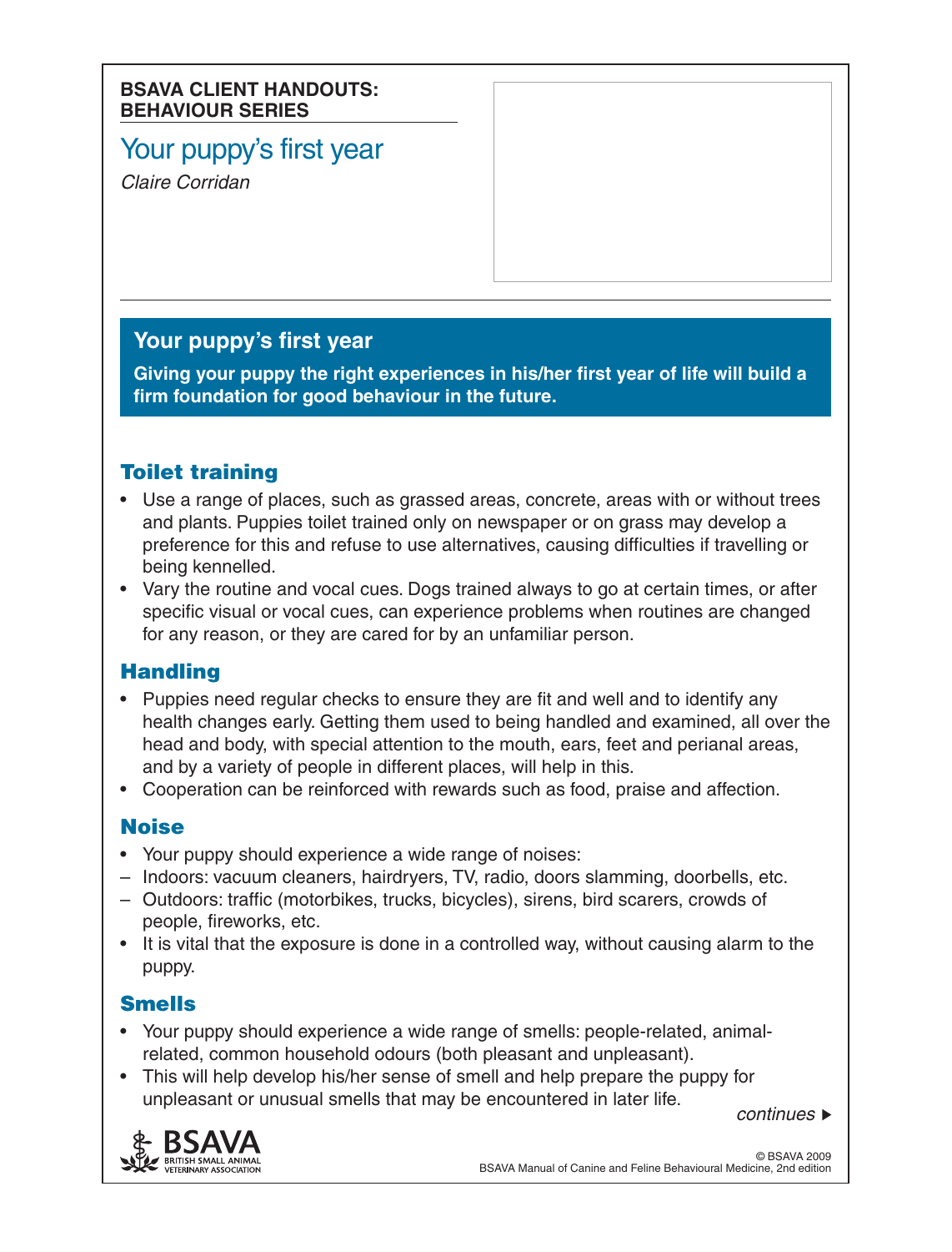**BSAVA CLIENT HANDOUTS: BEHAVIOUR SERIES**

# Your puppy's first year

*Claire Corridan*

## Your puppy's first year

**Giving your puppy the right experiences in his/her first year of life will build a firm foundation for good behaviour in the future.**

### Toilet training

- Use a range of places, such as grassed areas, concrete, areas with or without trees and plants. Puppies toilet trained only on newspaper or on grass may develop a preference for this and refuse to use alternatives, causing difficulties if travelling or being kennelled.
- Vary the routine and vocal cues. Dogs trained always to go at certain times, or after specific visual or vocal cues, can experience problems when routines are changed for any reason, or they are cared for by an unfamiliar person.

### Handling

- Puppies need regular checks to ensure they are fit and well and to identify any health changes early. Getting them used to being handled and examined, all over the head and body, with special attention to the mouth, ears, feet and perianal areas, and by a variety of people in different places, will help in this.
- Cooperation can be reinforced with rewards such as food, praise and affection.

### Noise

- Your puppy should experience a wide range of noises:
  - Indoors: vacuum cleaners, hairdryers, TV, radio, doors slamming, doorbells, etc.
  - Outdoors: traffic (motorbikes, trucks, bicycles), sirens, bird scarers, crowds of people, fireworks, etc.
- It is vital that the exposure is done in a controlled way, without causing alarm to the puppy.

### Smells

- Your puppy should experience a wide range of smells: people-related, animal-related, common household odours (both pleasant and unpleasant).
- This will help develop his/her sense of smell and help prepare the puppy for unpleasant or unusual smells that may be encountered in later life.

*continues ▶*

© BSAVA 2009
BSAVA Manual of Canine and Feline Behavioural Medicine, 2nd edition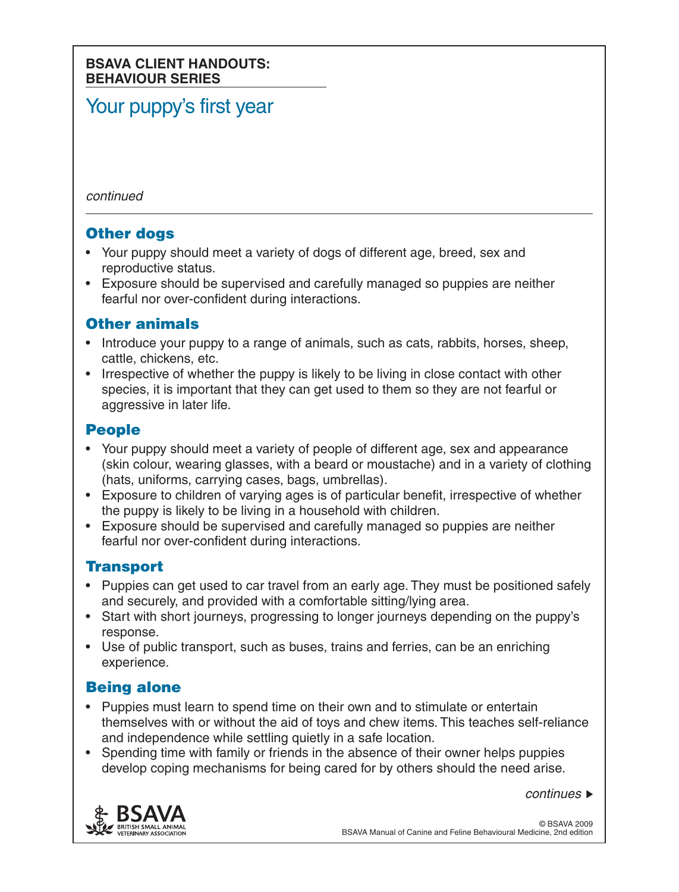# Your puppy's first year

*continued*

## Other dogs

- Your puppy should meet a variety of dogs of different age, breed, sex and reproductive status.
- Exposure should be supervised and carefully managed so puppies are neither fearful nor over-confident during interactions.

## Other animals

- Introduce your puppy to a range of animals, such as cats, rabbits, horses, sheep, cattle, chickens, etc.
- Irrespective of whether the puppy is likely to be living in close contact with other species, it is important that they can get used to them so they are not fearful or aggressive in later life.

## People

- Your puppy should meet a variety of people of different age, sex and appearance (skin colour, wearing glasses, with a beard or moustache) and in a variety of clothing (hats, uniforms, carrying cases, bags, umbrellas).
- Exposure to children of varying ages is of particular benefit, irrespective of whether the puppy is likely to be living in a household with children.
- Exposure should be supervised and carefully managed so puppies are neither fearful nor over-confident during interactions.

## Transport

- Puppies can get used to car travel from an early age. They must be positioned safely and securely, and provided with a comfortable sitting/lying area.
- Start with short journeys, progressing to longer journeys depending on the puppy's response.
- Use of public transport, such as buses, trains and ferries, can be an enriching experience.

## Being alone

- Puppies must learn to spend time on their own and to stimulate or entertain themselves with or without the aid of toys and chew items. This teaches self-reliance and independence while settling quietly in a safe location.
- Spending time with family or friends in the absence of their owner helps puppies develop coping mechanisms for being cared for by others should the need arise.

*continues ▸*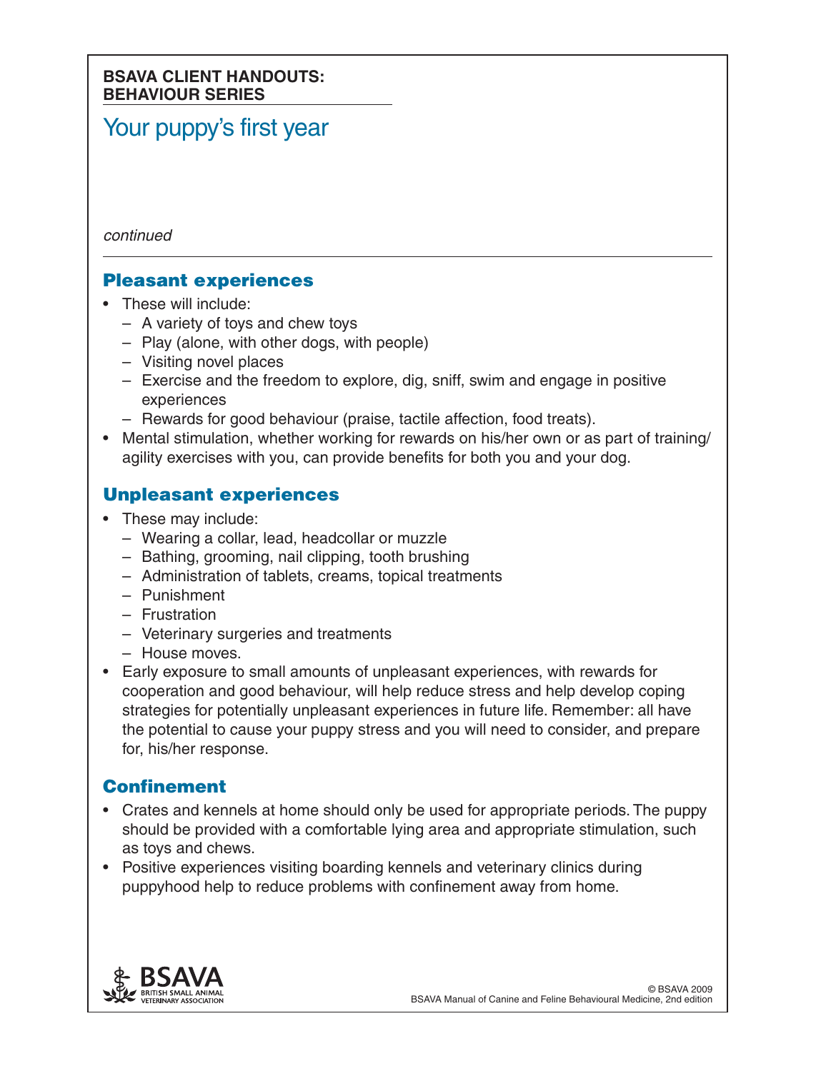*continued*

## Pleasant experiences

- These will include:
  - A variety of toys and chew toys
  - Play (alone, with other dogs, with people)
  - Visiting novel places
  - Exercise and the freedom to explore, dig, sniff, swim and engage in positive experiences
  - Rewards for good behaviour (praise, tactile affection, food treats).
- Mental stimulation, whether working for rewards on his/her own or as part of training/agility exercises with you, can provide benefits for both you and your dog.

## Unpleasant experiences

- These may include:
  - Wearing a collar, lead, headcollar or muzzle
  - Bathing, grooming, nail clipping, tooth brushing
  - Administration of tablets, creams, topical treatments
  - Punishment
  - Frustration
  - Veterinary surgeries and treatments
  - House moves.
- Early exposure to small amounts of unpleasant experiences, with rewards for cooperation and good behaviour, will help reduce stress and help develop coping strategies for potentially unpleasant experiences in future life. Remember: all have the potential to cause your puppy stress and you will need to consider, and prepare for, his/her response.

## Confinement

- Crates and kennels at home should only be used for appropriate periods. The puppy should be provided with a comfortable lying area and appropriate stimulation, such as toys and chews.
- Positive experiences visiting boarding kennels and veterinary clinics during puppyhood help to reduce problems with confinement away from home.

© BSAVA 2009
BSAVA Manual of Canine and Feline Behavioural Medicine, 2nd edition